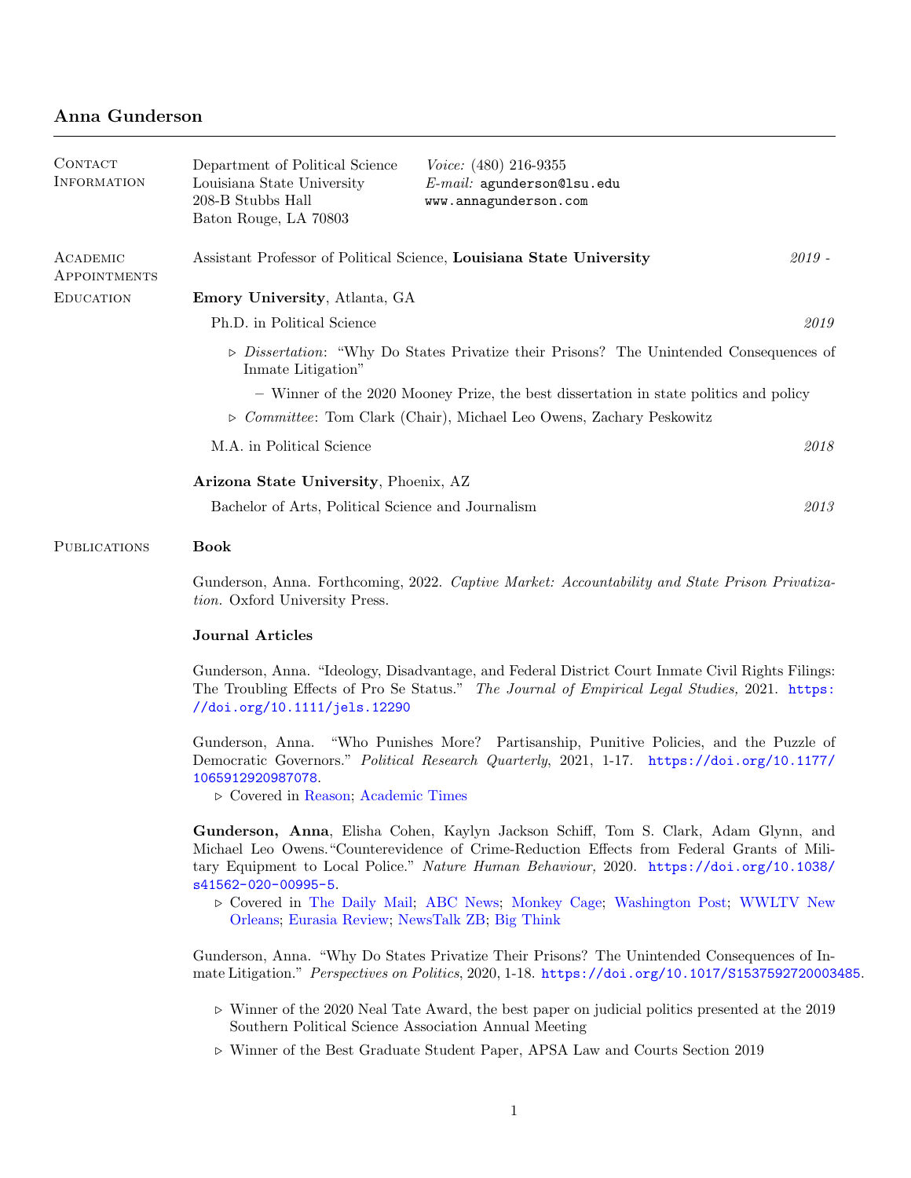# Anna Gunderson

## Contact Information

Department of Political Science
Louisiana State University
208-B Stubbs Hall
Baton Rouge, LA 70803

*Voice:* (480) 216-9355
*E-mail:* agunderson@lsu.edu
www.annagunderson.com

## Academic Appointments

Assistant Professor of Political Science, **Louisiana State University** — *2019 -*

## Education

**Emory University**, Atlanta, GA

Ph.D. in Political Science — *2019*

- *Dissertation*: "Why Do States Privatize their Prisons? The Unintended Consequences of Inmate Litigation"
  - Winner of the 2020 Mooney Prize, the best dissertation in state politics and policy
- *Committee*: Tom Clark (Chair), Michael Leo Owens, Zachary Peskowitz

M.A. in Political Science — *2018*

**Arizona State University**, Phoenix, AZ

Bachelor of Arts, Political Science and Journalism — *2013*

## Publications

### Book

Gunderson, Anna. Forthcoming, 2022. *Captive Market: Accountability and State Prison Privatization.* Oxford University Press.

### Journal Articles

Gunderson, Anna. "Ideology, Disadvantage, and Federal District Court Inmate Civil Rights Filings: The Troubling Effects of Pro Se Status." *The Journal of Empirical Legal Studies,* 2021. https://doi.org/10.1111/jels.12290

Gunderson, Anna. "Who Punishes More? Partisanship, Punitive Policies, and the Puzzle of Democratic Governors." *Political Research Quarterly*, 2021, 1-17. https://doi.org/10.1177/1065912920987078.

- Covered in Reason; Academic Times

**Gunderson, Anna**, Elisha Cohen, Kaylyn Jackson Schiff, Tom S. Clark, Adam Glynn, and Michael Leo Owens."Counterevidence of Crime-Reduction Effects from Federal Grants of Military Equipment to Local Police." *Nature Human Behaviour,* 2020. https://doi.org/10.1038/s41562-020-00995-5.

- Covered in The Daily Mail; ABC News; Monkey Cage; Washington Post; WWLTV New Orleans; Eurasia Review; NewsTalk ZB; Big Think

Gunderson, Anna. "Why Do States Privatize Their Prisons? The Unintended Consequences of Inmate Litigation." *Perspectives on Politics*, 2020, 1-18. https://doi.org/10.1017/S1537592720003485.

- Winner of the 2020 Neal Tate Award, the best paper on judicial politics presented at the 2019 Southern Political Science Association Annual Meeting
- Winner of the Best Graduate Student Paper, APSA Law and Courts Section 2019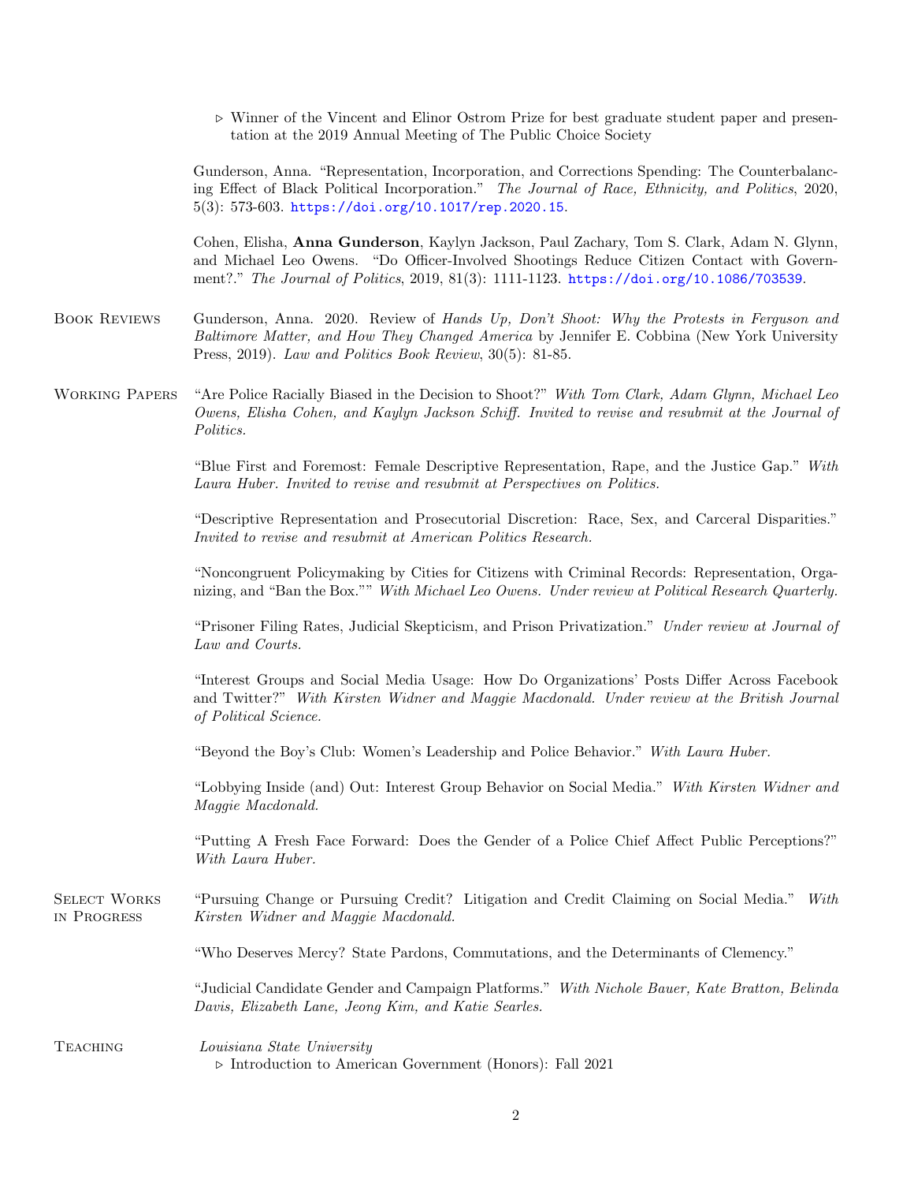- ▹ Winner of the Vincent and Elinor Ostrom Prize for best graduate student paper and presentation at the 2019 Annual Meeting of The Public Choice Society

Gunderson, Anna. "Representation, Incorporation, and Corrections Spending: The Counterbalancing Effect of Black Political Incorporation." *The Journal of Race, Ethnicity, and Politics*, 2020, 5(3): 573-603. https://doi.org/10.1017/rep.2020.15.

Cohen, Elisha, **Anna Gunderson**, Kaylyn Jackson, Paul Zachary, Tom S. Clark, Adam N. Glynn, and Michael Leo Owens. "Do Officer-Involved Shootings Reduce Citizen Contact with Government?." *The Journal of Politics*, 2019, 81(3): 1111-1123. https://doi.org/10.1086/703539.

## Book Reviews

Gunderson, Anna. 2020. Review of *Hands Up, Don't Shoot: Why the Protests in Ferguson and Baltimore Matter, and How They Changed America* by Jennifer E. Cobbina (New York University Press, 2019). *Law and Politics Book Review*, 30(5): 81-85.

## Working Papers

"Are Police Racially Biased in the Decision to Shoot?" *With Tom Clark, Adam Glynn, Michael Leo Owens, Elisha Cohen, and Kaylyn Jackson Schiff. Invited to revise and resubmit at the Journal of Politics.*

"Blue First and Foremost: Female Descriptive Representation, Rape, and the Justice Gap." *With Laura Huber. Invited to revise and resubmit at Perspectives on Politics.*

"Descriptive Representation and Prosecutorial Discretion: Race, Sex, and Carceral Disparities." *Invited to revise and resubmit at American Politics Research.*

"Noncongruent Policymaking by Cities for Citizens with Criminal Records: Representation, Organizing, and "Ban the Box."" *With Michael Leo Owens. Under review at Political Research Quarterly.*

"Prisoner Filing Rates, Judicial Skepticism, and Prison Privatization." *Under review at Journal of Law and Courts.*

"Interest Groups and Social Media Usage: How Do Organizations' Posts Differ Across Facebook and Twitter?" *With Kirsten Widner and Maggie Macdonald. Under review at the British Journal of Political Science.*

"Beyond the Boy's Club: Women's Leadership and Police Behavior." *With Laura Huber.*

"Lobbying Inside (and) Out: Interest Group Behavior on Social Media." *With Kirsten Widner and Maggie Macdonald.*

"Putting A Fresh Face Forward: Does the Gender of a Police Chief Affect Public Perceptions?" *With Laura Huber.*

## Select Works in Progress

"Pursuing Change or Pursuing Credit? Litigation and Credit Claiming on Social Media." *With Kirsten Widner and Maggie Macdonald.*

"Who Deserves Mercy? State Pardons, Commutations, and the Determinants of Clemency."

"Judicial Candidate Gender and Campaign Platforms." *With Nichole Bauer, Kate Bratton, Belinda Davis, Elizabeth Lane, Jeong Kim, and Katie Searles.*

## Teaching

*Louisiana State University*

- ▹ Introduction to American Government (Honors): Fall 2021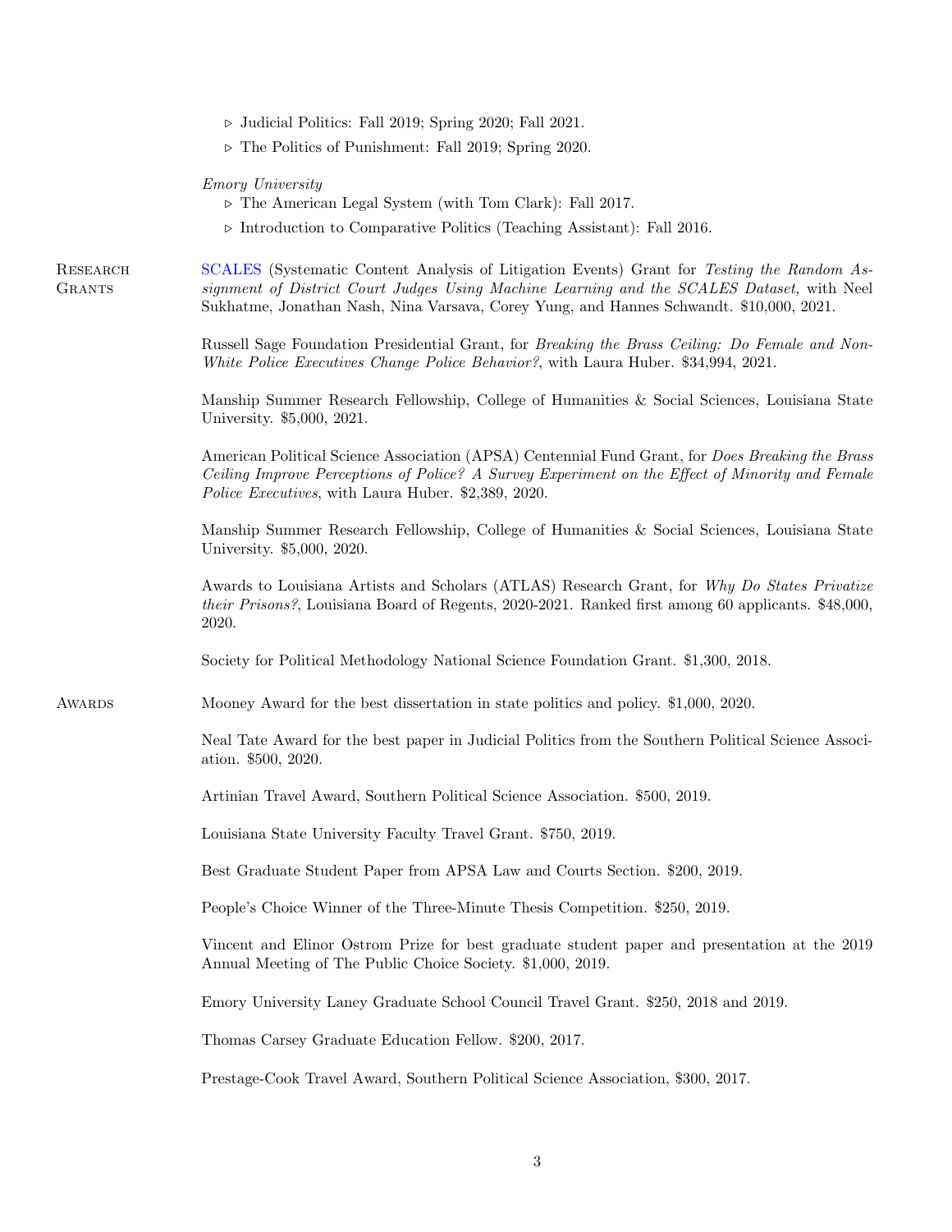- ▹ Judicial Politics: Fall 2019; Spring 2020; Fall 2021.
- ▹ The Politics of Punishment: Fall 2019; Spring 2020.

*Emory University*

- ▹ The American Legal System (with Tom Clark): Fall 2017.
- ▹ Introduction to Comparative Politics (Teaching Assistant): Fall 2016.

## Research Grants

SCALES (Systematic Content Analysis of Litigation Events) Grant for *Testing the Random Assignment of District Court Judges Using Machine Learning and the SCALES Dataset,* with Neel Sukhatme, Jonathan Nash, Nina Varsava, Corey Yung, and Hannes Schwandt. $10,000, 2021.

Russell Sage Foundation Presidential Grant, for *Breaking the Brass Ceiling: Do Female and Non-White Police Executives Change Police Behavior?*, with Laura Huber. $34,994, 2021.

Manship Summer Research Fellowship, College of Humanities & Social Sciences, Louisiana State University. $5,000, 2021.

American Political Science Association (APSA) Centennial Fund Grant, for *Does Breaking the Brass Ceiling Improve Perceptions of Police? A Survey Experiment on the Effect of Minority and Female Police Executives*, with Laura Huber. $2,389, 2020.

Manship Summer Research Fellowship, College of Humanities & Social Sciences, Louisiana State University. $5,000, 2020.

Awards to Louisiana Artists and Scholars (ATLAS) Research Grant, for *Why Do States Privatize their Prisons?*, Louisiana Board of Regents, 2020-2021. Ranked first among 60 applicants. $48,000, 2020.

Society for Political Methodology National Science Foundation Grant. $1,300, 2018.

## Awards

Mooney Award for the best dissertation in state politics and policy. $1,000, 2020.

Neal Tate Award for the best paper in Judicial Politics from the Southern Political Science Association. $500, 2020.

Artinian Travel Award, Southern Political Science Association. $500, 2019.

Louisiana State University Faculty Travel Grant. $750, 2019.

Best Graduate Student Paper from APSA Law and Courts Section. $200, 2019.

People's Choice Winner of the Three-Minute Thesis Competition. $250, 2019.

Vincent and Elinor Ostrom Prize for best graduate student paper and presentation at the 2019 Annual Meeting of The Public Choice Society. $1,000, 2019.

Emory University Laney Graduate School Council Travel Grant. $250, 2018 and 2019.

Thomas Carsey Graduate Education Fellow. $200, 2017.

Prestage-Cook Travel Award, Southern Political Science Association, $300, 2017.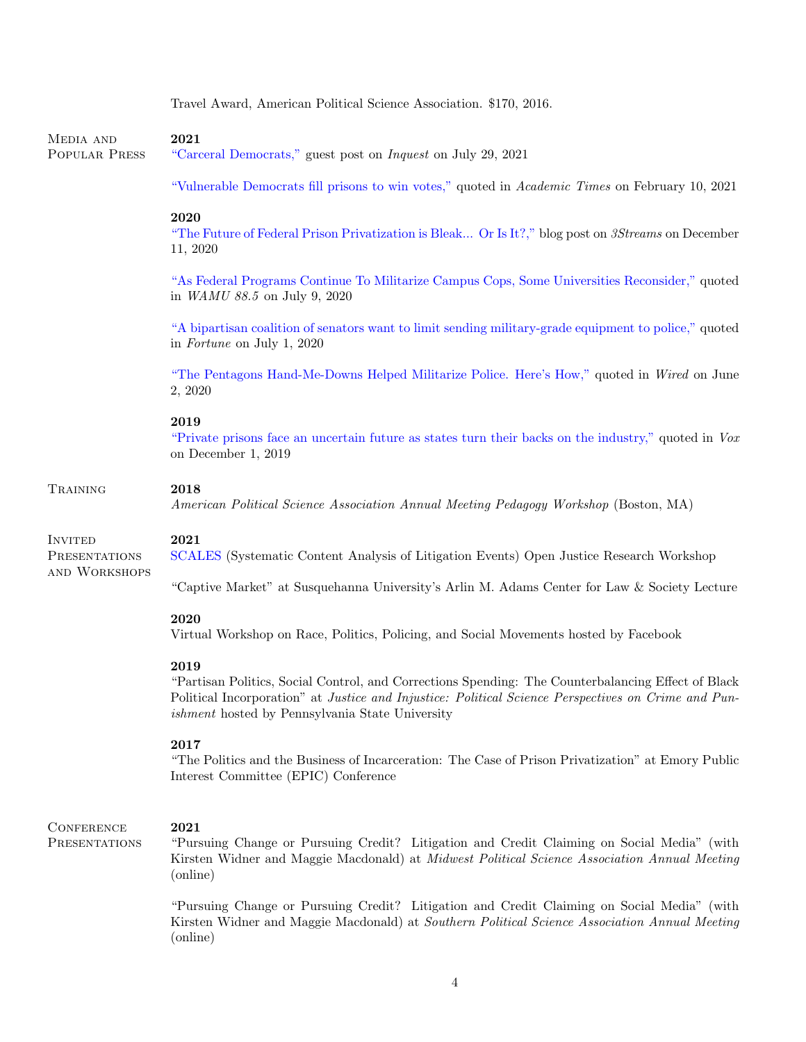Travel Award, American Political Science Association. $170, 2016.

## Media and Popular Press

**2021**

"Carceral Democrats," guest post on *Inquest* on July 29, 2021

"Vulnerable Democrats fill prisons to win votes," quoted in *Academic Times* on February 10, 2021

**2020**

"The Future of Federal Prison Privatization is Bleak... Or Is It?," blog post on *3Streams* on December 11, 2020

"As Federal Programs Continue To Militarize Campus Cops, Some Universities Reconsider," quoted in *WAMU 88.5* on July 9, 2020

"A bipartisan coalition of senators want to limit sending military-grade equipment to police," quoted in *Fortune* on July 1, 2020

"The Pentagons Hand-Me-Downs Helped Militarize Police. Here's How," quoted in *Wired* on June 2, 2020

**2019**

"Private prisons face an uncertain future as states turn their backs on the industry," quoted in *Vox* on December 1, 2019

## Training

**2018**

*American Political Science Association Annual Meeting Pedagogy Workshop* (Boston, MA)

## Invited Presentations and Workshops

**2021**

SCALES (Systematic Content Analysis of Litigation Events) Open Justice Research Workshop

"Captive Market" at Susquehanna University's Arlin M. Adams Center for Law & Society Lecture

**2020**

Virtual Workshop on Race, Politics, Policing, and Social Movements hosted by Facebook

**2019**

"Partisan Politics, Social Control, and Corrections Spending: The Counterbalancing Effect of Black Political Incorporation" at *Justice and Injustice: Political Science Perspectives on Crime and Punishment* hosted by Pennsylvania State University

**2017**

"The Politics and the Business of Incarceration: The Case of Prison Privatization" at Emory Public Interest Committee (EPIC) Conference

## Conference Presentations

**2021**

"Pursuing Change or Pursuing Credit? Litigation and Credit Claiming on Social Media" (with Kirsten Widner and Maggie Macdonald) at *Midwest Political Science Association Annual Meeting* (online)

"Pursuing Change or Pursuing Credit? Litigation and Credit Claiming on Social Media" (with Kirsten Widner and Maggie Macdonald) at *Southern Political Science Association Annual Meeting* (online)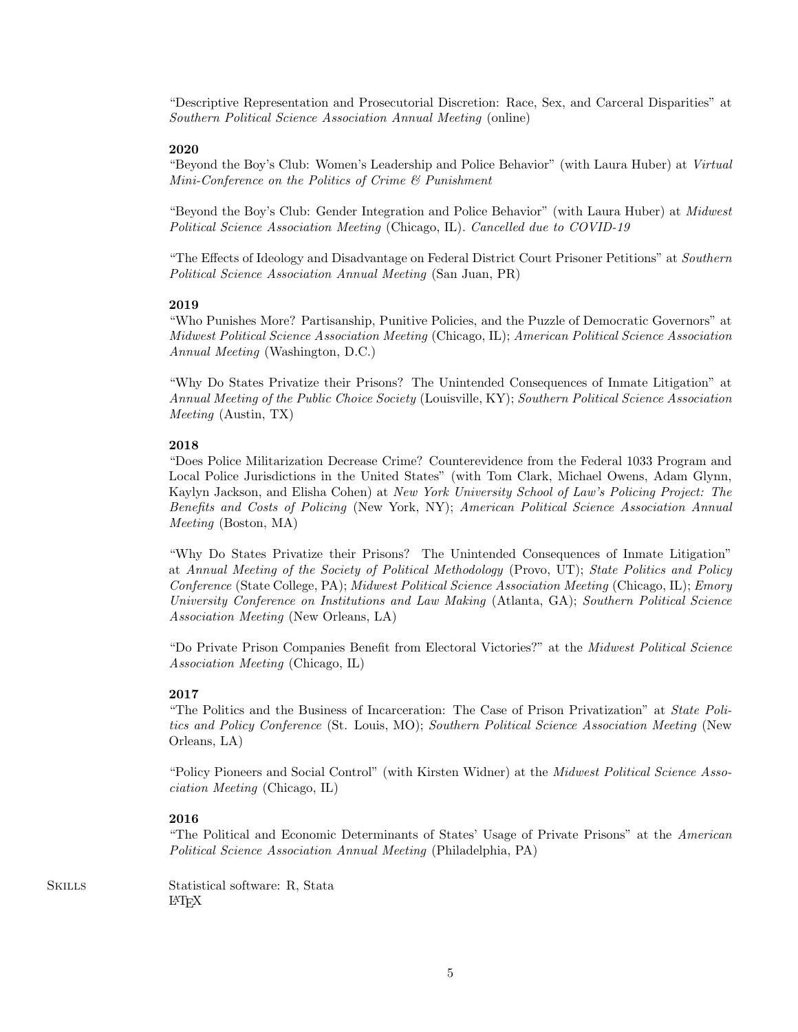"Descriptive Representation and Prosecutorial Discretion: Race, Sex, and Carceral Disparities" at *Southern Political Science Association Annual Meeting* (online)

**2020**

"Beyond the Boy's Club: Women's Leadership and Police Behavior" (with Laura Huber) at *Virtual Mini-Conference on the Politics of Crime & Punishment*

"Beyond the Boy's Club: Gender Integration and Police Behavior" (with Laura Huber) at *Midwest Political Science Association Meeting* (Chicago, IL). *Cancelled due to COVID-19*

"The Effects of Ideology and Disadvantage on Federal District Court Prisoner Petitions" at *Southern Political Science Association Annual Meeting* (San Juan, PR)

**2019**

"Who Punishes More? Partisanship, Punitive Policies, and the Puzzle of Democratic Governors" at *Midwest Political Science Association Meeting* (Chicago, IL); *American Political Science Association Annual Meeting* (Washington, D.C.)

"Why Do States Privatize their Prisons? The Unintended Consequences of Inmate Litigation" at *Annual Meeting of the Public Choice Society* (Louisville, KY); *Southern Political Science Association Meeting* (Austin, TX)

**2018**

"Does Police Militarization Decrease Crime? Counterevidence from the Federal 1033 Program and Local Police Jurisdictions in the United States" (with Tom Clark, Michael Owens, Adam Glynn, Kaylyn Jackson, and Elisha Cohen) at *New York University School of Law's Policing Project: The Benefits and Costs of Policing* (New York, NY); *American Political Science Association Annual Meeting* (Boston, MA)

"Why Do States Privatize their Prisons? The Unintended Consequences of Inmate Litigation" at *Annual Meeting of the Society of Political Methodology* (Provo, UT); *State Politics and Policy Conference* (State College, PA); *Midwest Political Science Association Meeting* (Chicago, IL); *Emory University Conference on Institutions and Law Making* (Atlanta, GA); *Southern Political Science Association Meeting* (New Orleans, LA)

"Do Private Prison Companies Benefit from Electoral Victories?" at the *Midwest Political Science Association Meeting* (Chicago, IL)

**2017**

"The Politics and the Business of Incarceration: The Case of Prison Privatization" at *State Politics and Policy Conference* (St. Louis, MO); *Southern Political Science Association Meeting* (New Orleans, LA)

"Policy Pioneers and Social Control" (with Kirsten Widner) at the *Midwest Political Science Association Meeting* (Chicago, IL)

**2016**

"The Political and Economic Determinants of States' Usage of Private Prisons" at the *American Political Science Association Annual Meeting* (Philadelphia, PA)

## Skills

Statistical software: R, Stata

LaTeX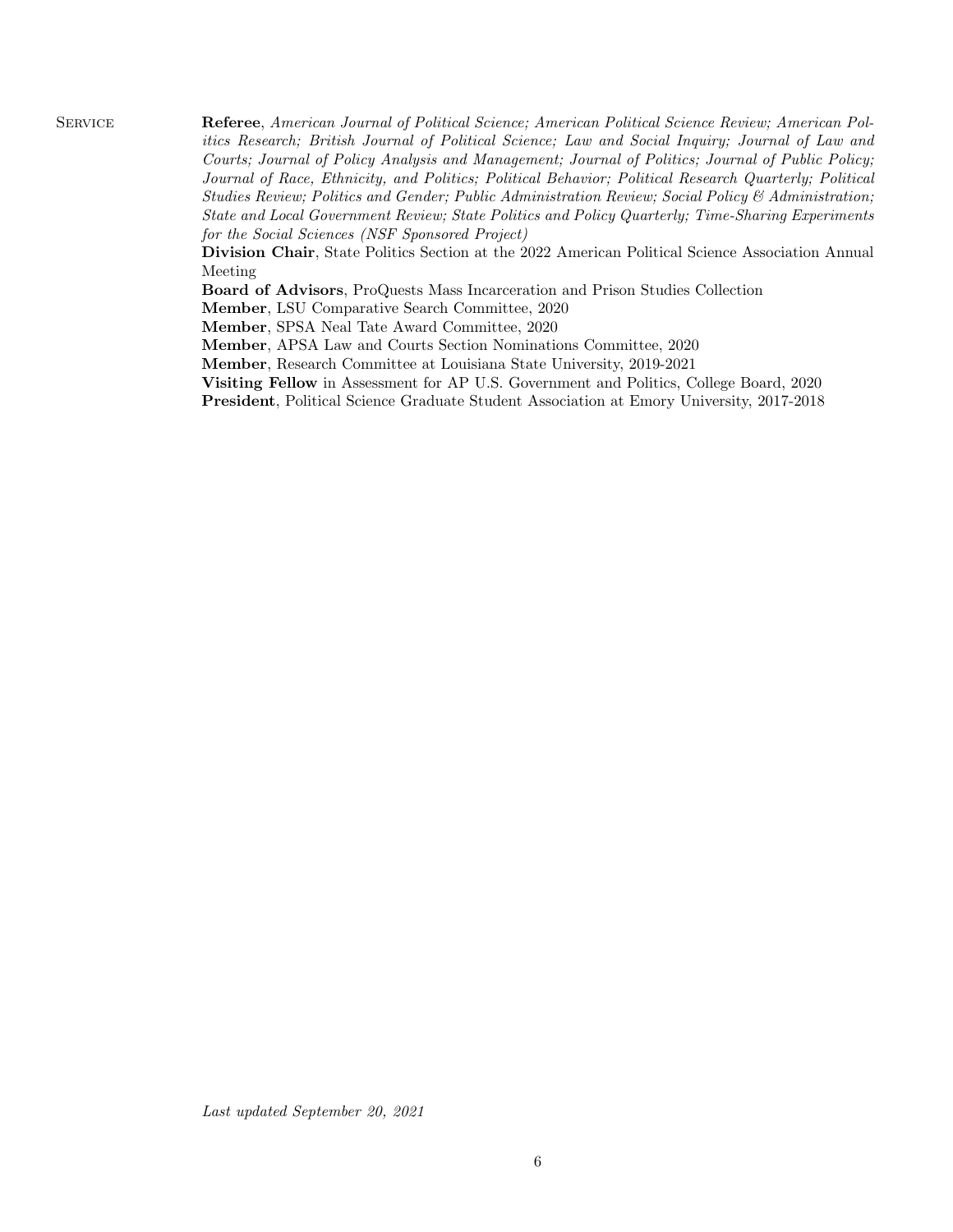## Service

**Referee**, *American Journal of Political Science; American Political Science Review; American Politics Research; British Journal of Political Science; Law and Social Inquiry; Journal of Law and Courts; Journal of Policy Analysis and Management; Journal of Politics; Journal of Public Policy; Journal of Race, Ethnicity, and Politics; Political Behavior; Political Research Quarterly; Political Studies Review; Politics and Gender; Public Administration Review; Social Policy & Administration; State and Local Government Review; State Politics and Policy Quarterly; Time-Sharing Experiments for the Social Sciences (NSF Sponsored Project)*

**Division Chair**, State Politics Section at the 2022 American Political Science Association Annual Meeting

**Board of Advisors**, ProQuests Mass Incarceration and Prison Studies Collection

**Member**, LSU Comparative Search Committee, 2020

**Member**, SPSA Neal Tate Award Committee, 2020

**Member**, APSA Law and Courts Section Nominations Committee, 2020

**Member**, Research Committee at Louisiana State University, 2019-2021

**Visiting Fellow** in Assessment for AP U.S. Government and Politics, College Board, 2020

**President**, Political Science Graduate Student Association at Emory University, 2017-2018

*Last updated September 20, 2021*